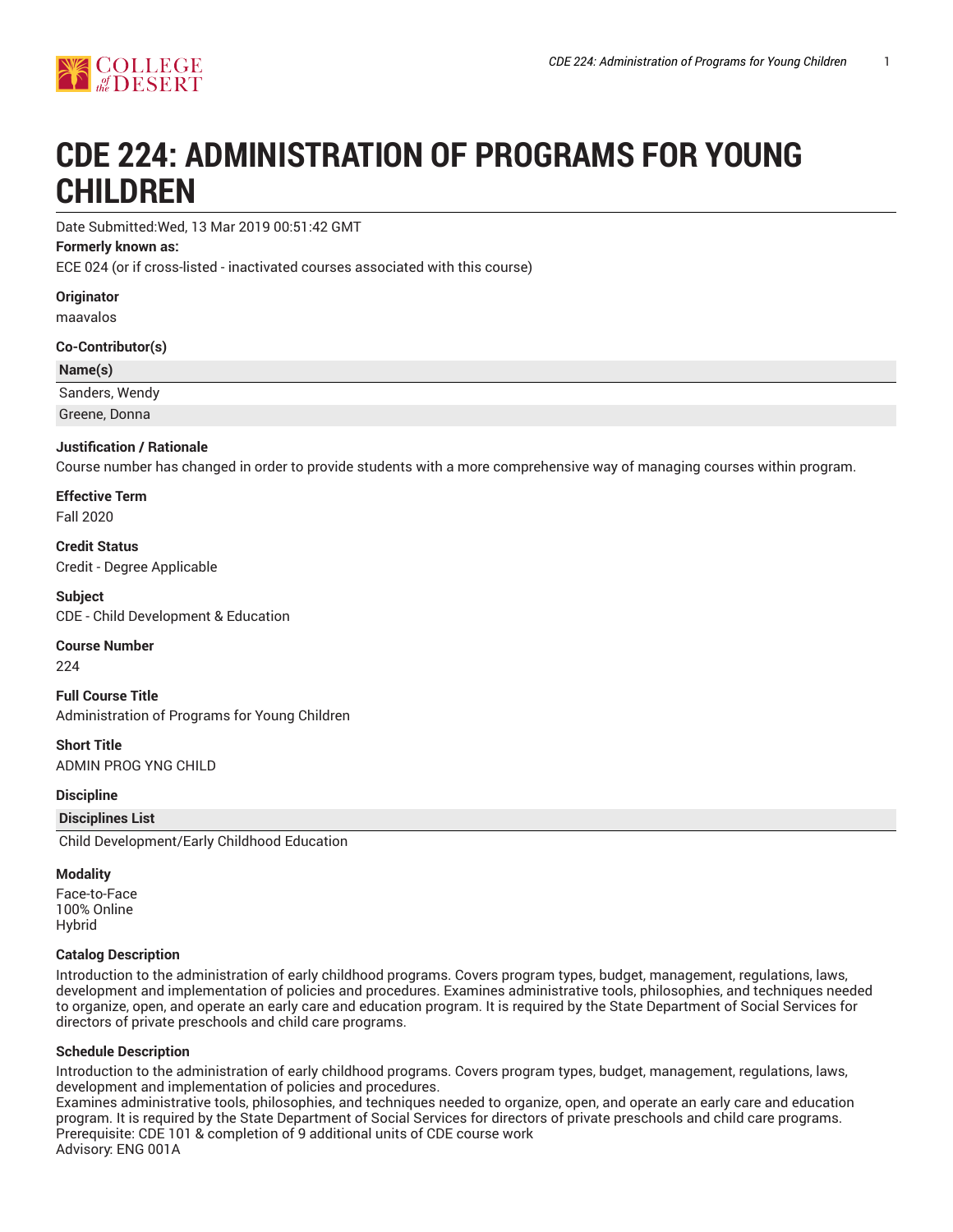# CDE 224: ADMINISTRATION OF PROGRAMS FOR YOUNG CHILDREN

Date Submitted:Wed, 13 Mar 2019 00:51:42 GMT

**Formerly known as:**

ECE 024 (or if cross-listed - inactivated courses associated with this course)

**Originator**

maavalos

**Co-Contributor(s)**

| Name(s) |
|---|
| Sanders, Wendy |
| Greene, Donna |

**Justification / Rationale**

Course number has changed in order to provide students with a more comprehensive way of managing courses within program.

**Effective Term**

Fall 2020

**Credit Status**

Credit - Degree Applicable

**Subject**

CDE - Child Development & Education

**Course Number**

224

**Full Course Title**

Administration of Programs for Young Children

**Short Title**

ADMIN PROG YNG CHILD

**Discipline**

| Disciplines List |
|---|
| Child Development/Early Childhood Education |

**Modality**

Face-to-Face
100% Online
Hybrid

**Catalog Description**

Introduction to the administration of early childhood programs. Covers program types, budget, management, regulations, laws, development and implementation of policies and procedures. Examines administrative tools, philosophies, and techniques needed to organize, open, and operate an early care and education program. It is required by the State Department of Social Services for directors of private preschools and child care programs.

**Schedule Description**

Introduction to the administration of early childhood programs. Covers program types, budget, management, regulations, laws, development and implementation of policies and procedures.
Examines administrative tools, philosophies, and techniques needed to organize, open, and operate an early care and education program. It is required by the State Department of Social Services for directors of private preschools and child care programs.
Prerequisite: CDE 101 & completion of 9 additional units of CDE course work
Advisory: ENG 001A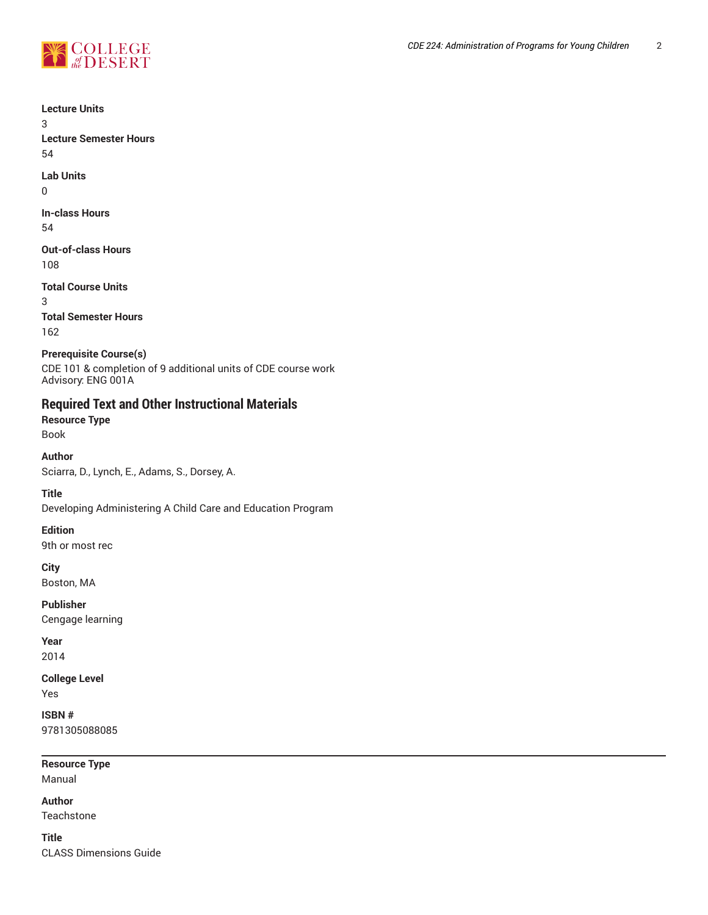**Lecture Units**
3

**Lecture Semester Hours**
54

**Lab Units**
0

**In-class Hours**
54

**Out-of-class Hours**
108

**Total Course Units**
3

**Total Semester Hours**
162

**Prerequisite Course(s)**
CDE 101 & completion of 9 additional units of CDE course work
Advisory: ENG 001A

## Required Text and Other Instructional Materials

**Resource Type**
Book

**Author**
Sciarra, D., Lynch, E., Adams, S., Dorsey, A.

**Title**
Developing Administering A Child Care and Education Program

**Edition**
9th or most rec

**City**
Boston, MA

**Publisher**
Cengage learning

**Year**
2014

**College Level**
Yes

**ISBN #**
9781305088085

---

**Resource Type**
Manual

**Author**
Teachstone

**Title**
CLASS Dimensions Guide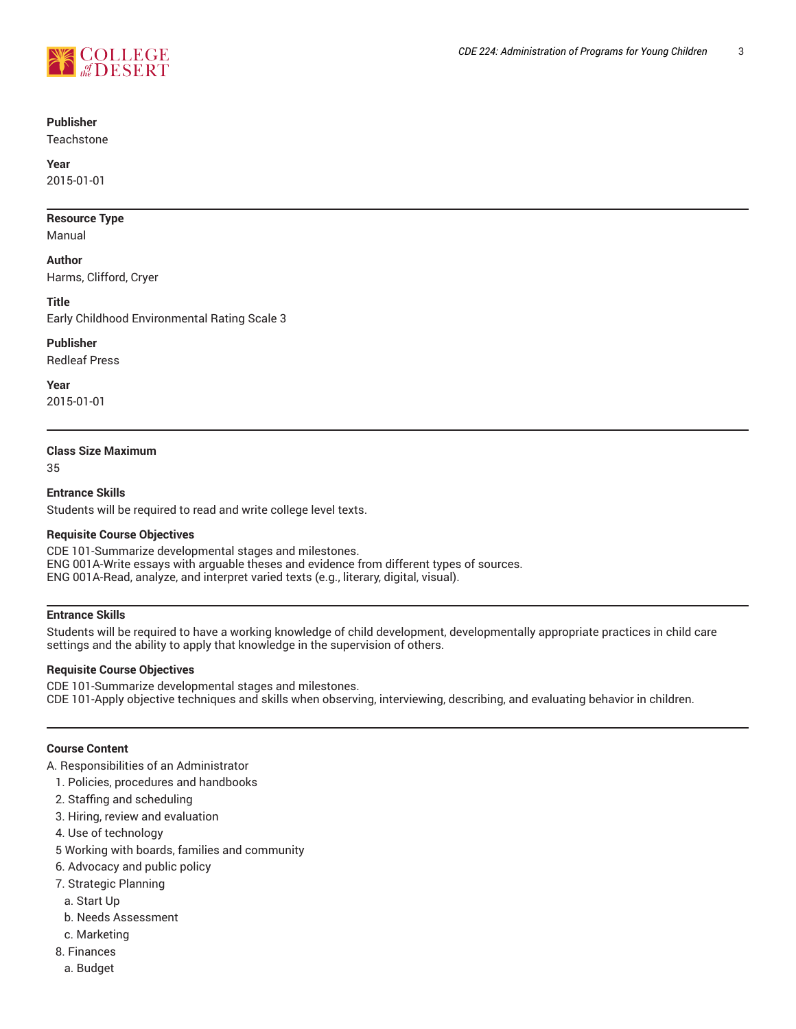**Publisher**
Teachstone

**Year**
2015-01-01

---

**Resource Type**
Manual

**Author**
Harms, Clifford, Cryer

**Title**
Early Childhood Environmental Rating Scale 3

**Publisher**
Redleaf Press

**Year**
2015-01-01

---

**Class Size Maximum**
35

**Entrance Skills**
Students will be required to read and write college level texts.

**Requisite Course Objectives**
CDE 101-Summarize developmental stages and milestones.
ENG 001A-Write essays with arguable theses and evidence from different types of sources.
ENG 001A-Read, analyze, and interpret varied texts (e.g., literary, digital, visual).

---

**Entrance Skills**
Students will be required to have a working knowledge of child development, developmentally appropriate practices in child care settings and the ability to apply that knowledge in the supervision of others.

**Requisite Course Objectives**
CDE 101-Summarize developmental stages and milestones.
CDE 101-Apply objective techniques and skills when observing, interviewing, describing, and evaluating behavior in children.

---

**Course Content**

A. Responsibilities of an Administrator
  1. Policies, procedures and handbooks
  2. Staffing and scheduling
  3. Hiring, review and evaluation
  4. Use of technology
  5 Working with boards, families and community
  6. Advocacy and public policy
  7. Strategic Planning
    a. Start Up
    b. Needs Assessment
    c. Marketing
  8. Finances
    a. Budget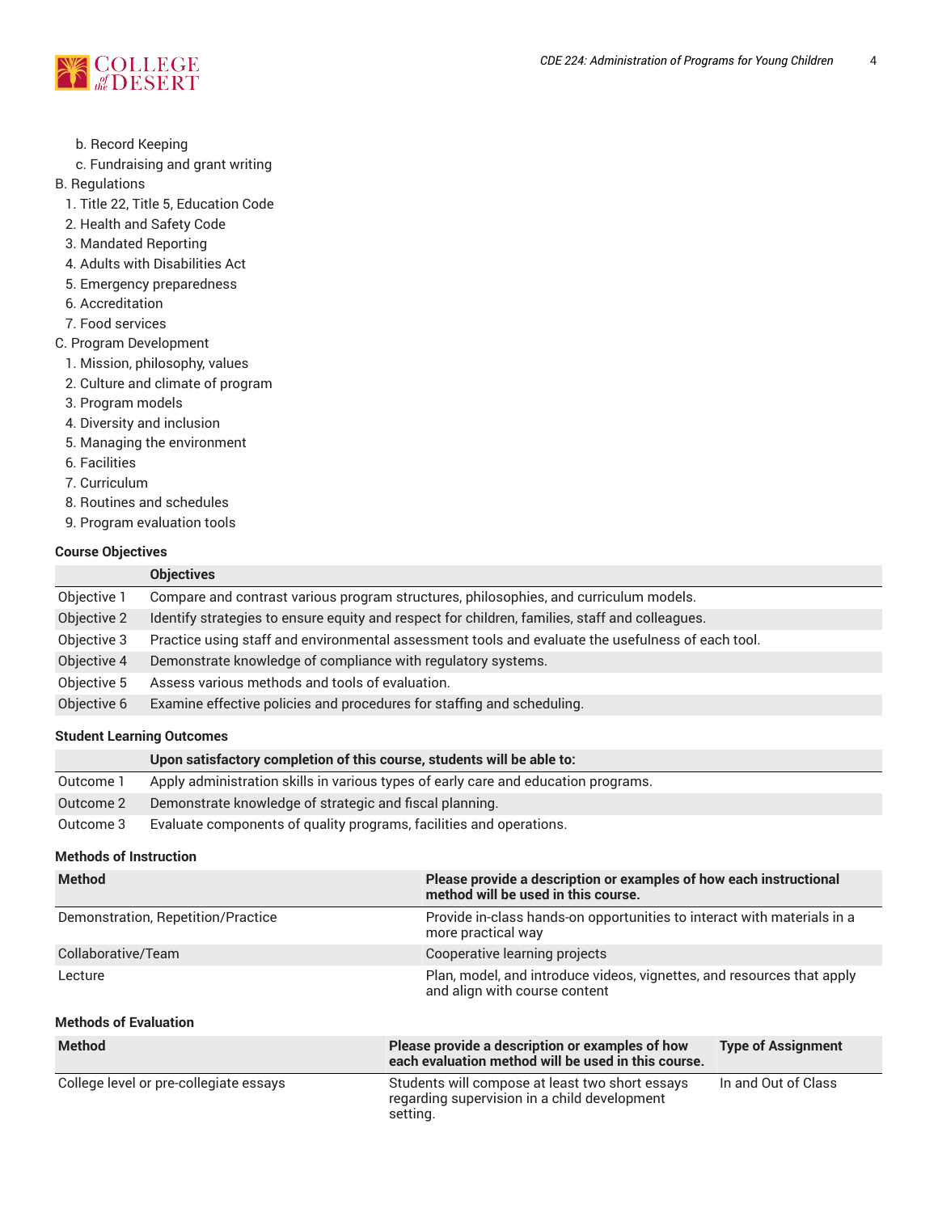b. Record Keeping
  c. Fundraising and grant writing

B. Regulations
  1. Title 22, Title 5, Education Code
  2. Health and Safety Code
  3. Mandated Reporting
  4. Adults with Disabilities Act
  5. Emergency preparedness
  6. Accreditation
  7. Food services

C. Program Development
  1. Mission, philosophy, values
  2. Culture and climate of program
  3. Program models
  4. Diversity and inclusion
  5. Managing the environment
  6. Facilities
  7. Curriculum
  8. Routines and schedules
  9. Program evaluation tools

#### Course Objectives

| | Objectives |
|---|---|
| Objective 1 | Compare and contrast various program structures, philosophies, and curriculum models. |
| Objective 2 | Identify strategies to ensure equity and respect for children, families, staff and colleagues. |
| Objective 3 | Practice using staff and environmental assessment tools and evaluate the usefulness of each tool. |
| Objective 4 | Demonstrate knowledge of compliance with regulatory systems. |
| Objective 5 | Assess various methods and tools of evaluation. |
| Objective 6 | Examine effective policies and procedures for staffing and scheduling. |

#### Student Learning Outcomes

| | Upon satisfactory completion of this course, students will be able to: |
|---|---|
| Outcome 1 | Apply administration skills in various types of early care and education programs. |
| Outcome 2 | Demonstrate knowledge of strategic and fiscal planning. |
| Outcome 3 | Evaluate components of quality programs, facilities and operations. |

#### Methods of Instruction

| Method | Please provide a description or examples of how each instructional method will be used in this course. |
|---|---|
| Demonstration, Repetition/Practice | Provide in-class hands-on opportunities to interact with materials in a more practical way |
| Collaborative/Team | Cooperative learning projects |
| Lecture | Plan, model, and introduce videos, vignettes, and resources that apply and align with course content |

#### Methods of Evaluation

| Method | Please provide a description or examples of how each evaluation method will be used in this course. | Type of Assignment |
|---|---|---|
| College level or pre-collegiate essays | Students will compose at least two short essays regarding supervision in a child development setting. | In and Out of Class |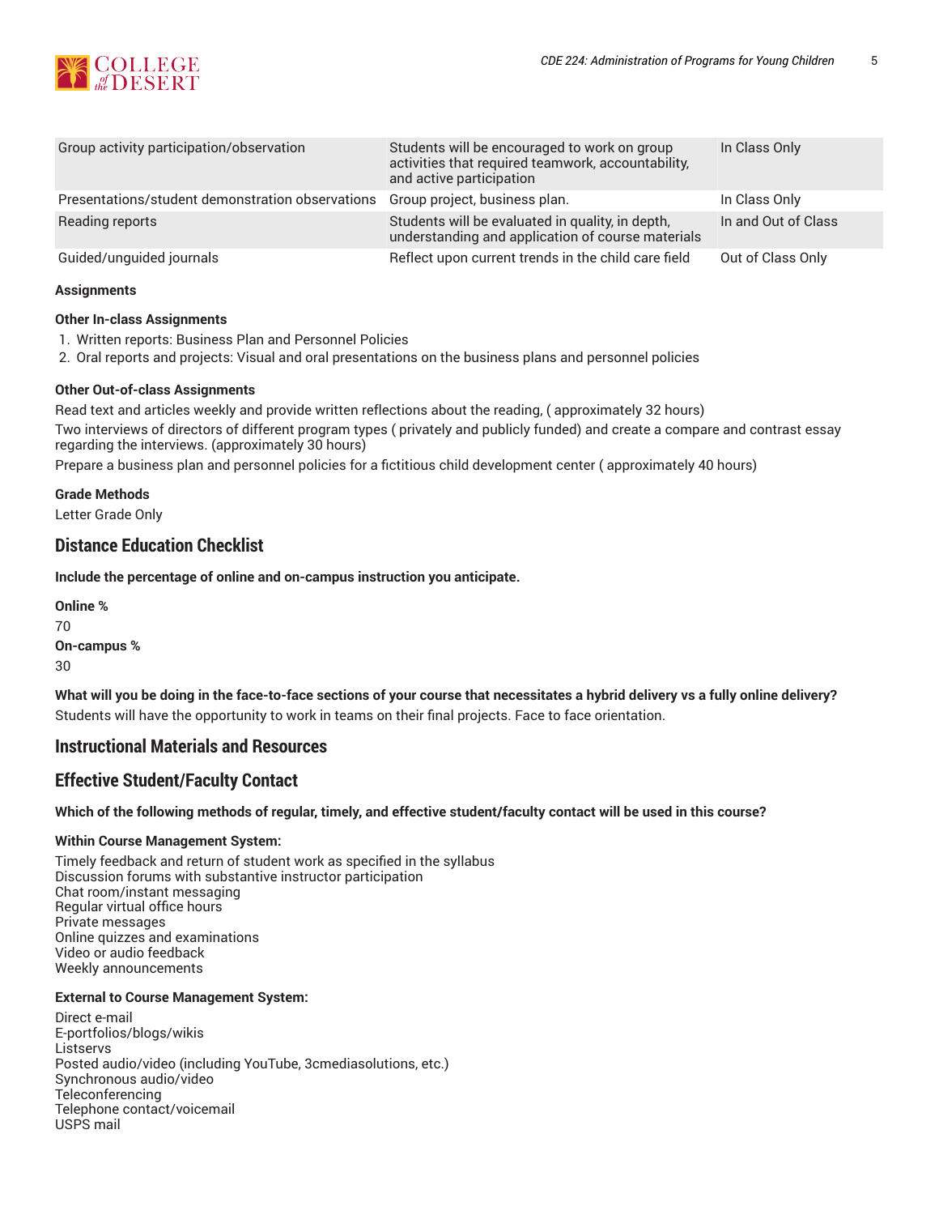| | | |
|---|---|---|
| Group activity participation/observation | Students will be encouraged to work on group activities that required teamwork, accountability, and active participation | In Class Only |
| Presentations/student demonstration observations | Group project, business plan. | In Class Only |
| Reading reports | Students will be evaluated in quality, in depth, understanding and application of course materials | In and Out of Class |
| Guided/unguided journals | Reflect upon current trends in the child care field | Out of Class Only |

**Assignments**

**Other In-class Assignments**

1. Written reports: Business Plan and Personnel Policies
2. Oral reports and projects: Visual and oral presentations on the business plans and personnel policies

**Other Out-of-class Assignments**

Read text and articles weekly and provide written reflections about the reading, ( approximately 32 hours)

Two interviews of directors of different program types ( privately and publicly funded) and create a compare and contrast essay regarding the interviews. (approximately 30 hours)

Prepare a business plan and personnel policies for a fictitious child development center ( approximately 40 hours)

**Grade Methods**

Letter Grade Only

## Distance Education Checklist

**Include the percentage of online and on-campus instruction you anticipate.**

**Online %**

70

**On-campus %**

30

**What will you be doing in the face-to-face sections of your course that necessitates a hybrid delivery vs a fully online delivery?**

Students will have the opportunity to work in teams on their final projects. Face to face orientation.

## Instructional Materials and Resources

## Effective Student/Faculty Contact

**Which of the following methods of regular, timely, and effective student/faculty contact will be used in this course?**

**Within Course Management System:**

Timely feedback and return of student work as specified in the syllabus
Discussion forums with substantive instructor participation
Chat room/instant messaging
Regular virtual office hours
Private messages
Online quizzes and examinations
Video or audio feedback
Weekly announcements

**External to Course Management System:**

Direct e-mail
E-portfolios/blogs/wikis
Listservs
Posted audio/video (including YouTube, 3cmediasolutions, etc.)
Synchronous audio/video
Teleconferencing
Telephone contact/voicemail
USPS mail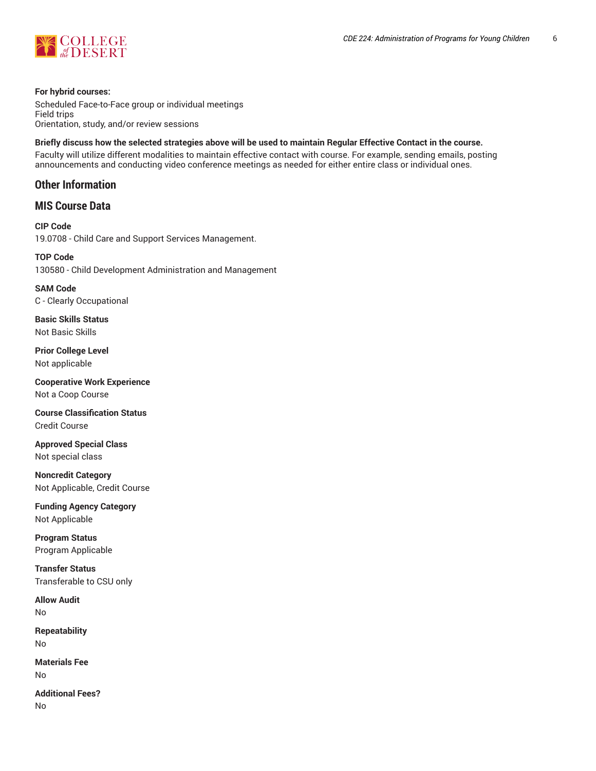**For hybrid courses:**

Scheduled Face-to-Face group or individual meetings
Field trips
Orientation, study, and/or review sessions

**Briefly discuss how the selected strategies above will be used to maintain Regular Effective Contact in the course.**

Faculty will utilize different modalities to maintain effective contact with course. For example, sending emails, posting announcements and conducting video conference meetings as needed for either entire class or individual ones.

## Other Information

## MIS Course Data

**CIP Code**
19.0708 - Child Care and Support Services Management.

**TOP Code**
130580 - Child Development Administration and Management

**SAM Code**
C - Clearly Occupational

**Basic Skills Status**
Not Basic Skills

**Prior College Level**
Not applicable

**Cooperative Work Experience**
Not a Coop Course

**Course Classification Status**
Credit Course

**Approved Special Class**
Not special class

**Noncredit Category**
Not Applicable, Credit Course

**Funding Agency Category**
Not Applicable

**Program Status**
Program Applicable

**Transfer Status**
Transferable to CSU only

**Allow Audit**
No

**Repeatability**
No

**Materials Fee**
No

**Additional Fees?**
No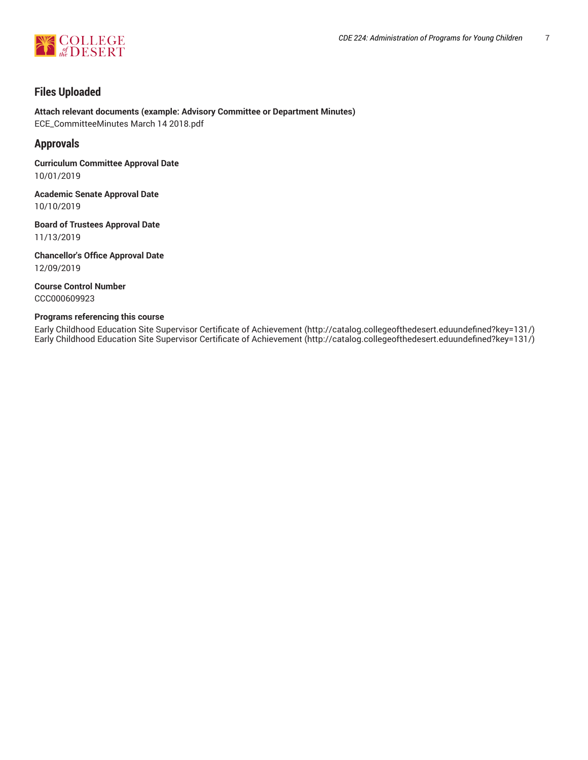## Files Uploaded

**Attach relevant documents (example: Advisory Committee or Department Minutes)**
ECE_CommitteeMinutes March 14 2018.pdf

## Approvals

**Curriculum Committee Approval Date**
10/01/2019

**Academic Senate Approval Date**
10/10/2019

**Board of Trustees Approval Date**
11/13/2019

**Chancellor's Office Approval Date**
12/09/2019

**Course Control Number**
CCC000609923

**Programs referencing this course**
Early Childhood Education Site Supervisor Certificate of Achievement (http://catalog.collegeofthedesert.eduundefined?key=131/)
Early Childhood Education Site Supervisor Certificate of Achievement (http://catalog.collegeofthedesert.eduundefined?key=131/)